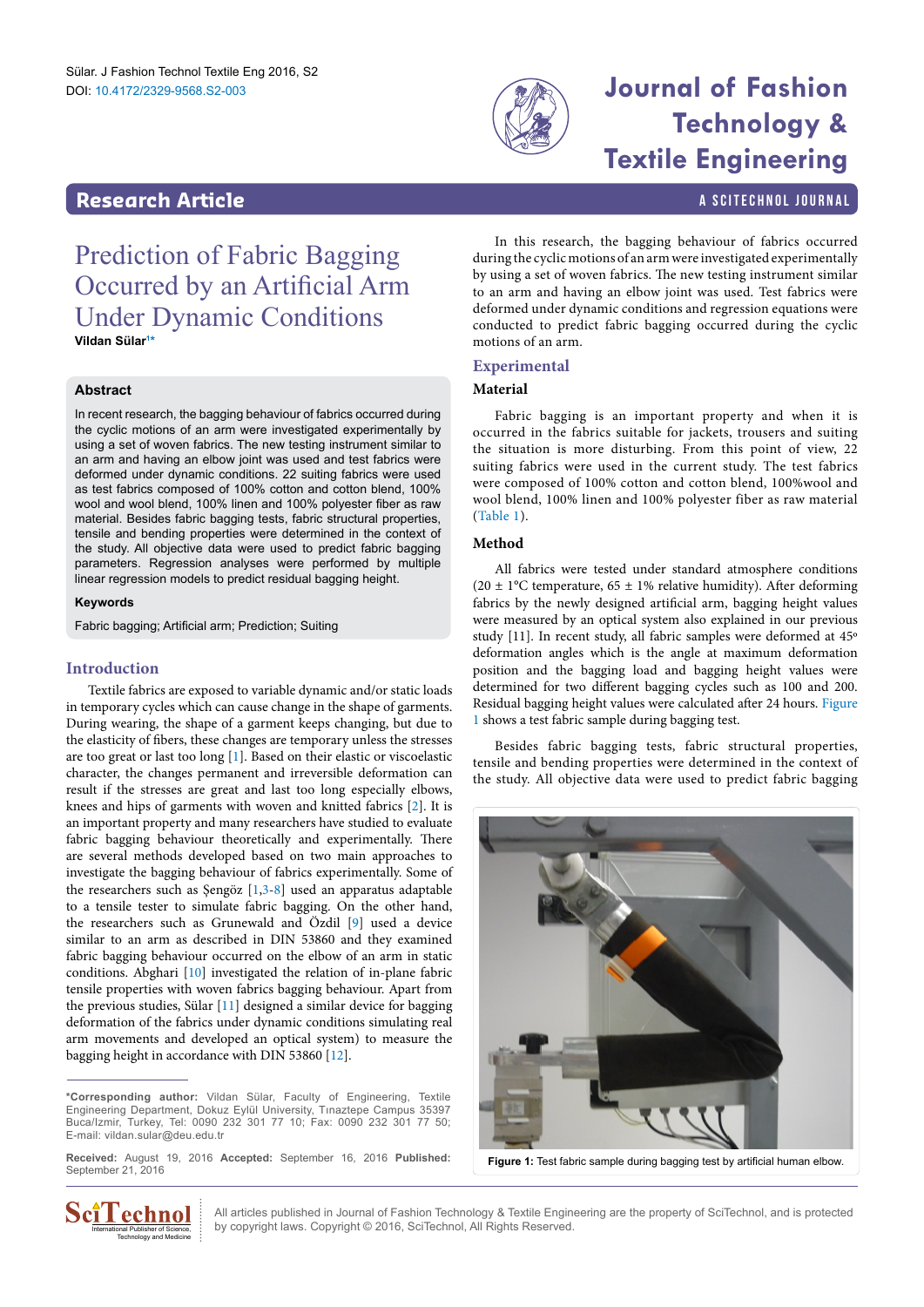# Prediction of Fabric Bagging Occurred by an Artificial Arm Under Dynamic Conditions

**Vildan Sülar**[1*]

## Abstract

In recent research, the bagging behaviour of fabrics occurred during the cyclic motions of an arm were investigated experimentally by using a set of woven fabrics. The new testing instrument similar to an arm and having an elbow joint was used and test fabrics were deformed under dynamic conditions. 22 suiting fabrics were used as test fabrics composed of 100% cotton and cotton blend, 100% wool and wool blend, 100% linen and 100% polyester fiber as raw material. Besides fabric bagging tests, fabric structural properties, tensile and bending properties were determined in the context of the study. All objective data were used to predict fabric bagging parameters. Regression analyses were performed by multiple linear regression models to predict residual bagging height.

### Keywords

Fabric bagging; Artificial arm; Prediction; Suiting

## Introduction

Textile fabrics are exposed to variable dynamic and/or static loads in temporary cycles which can cause change in the shape of garments. During wearing, the shape of a garment keeps changing, but due to the elasticity of fibers, these changes are temporary unless the stresses are too great or last too long [1]. Based on their elastic or viscoelastic character, the changes permanent and irreversible deformation can result if the stresses are great and last too long especially elbows, knees and hips of garments with woven and knitted fabrics [2]. It is an important property and many researchers have studied to evaluate fabric bagging behaviour theoretically and experimentally. There are several methods developed based on two main approaches to investigate the bagging behaviour of fabrics experimentally. Some of the researchers such as Şengöz [1,3-8] used an apparatus adaptable to a tensile tester to simulate fabric bagging. On the other hand, the researchers such as Grunewald and Özdil [9] used a device similar to an arm as described in DIN 53860 and they examined fabric bagging behaviour occurred on the elbow of an arm in static conditions. Abghari [10] investigated the relation of in-plane fabric tensile properties with woven fabrics bagging behaviour. Apart from the previous studies, Sülar [11] designed a similar device for bagging deformation of the fabrics under dynamic conditions simulating real arm movements and developed an optical system) to measure the bagging height in accordance with DIN 53860 [12].

In this research, the bagging behaviour of fabrics occurred during the cyclic motions of an arm were investigated experimentally by using a set of woven fabrics. The new testing instrument similar to an arm and having an elbow joint was used. Test fabrics were deformed under dynamic conditions and regression equations were conducted to predict fabric bagging occurred during the cyclic motions of an arm.

## Experimental

### Material

Fabric bagging is an important property and when it is occurred in the fabrics suitable for jackets, trousers and suiting the situation is more disturbing. From this point of view, 22 suiting fabrics were used in the current study. The test fabrics were composed of 100% cotton and cotton blend, 100%wool and wool blend, 100% linen and 100% polyester fiber as raw material (Table 1).

### Method

All fabrics were tested under standard atmosphere conditions (20 ± 1°C temperature, 65 ± 1% relative humidity). After deforming fabrics by the newly designed artificial arm, bagging height values were measured by an optical system also explained in our previous study [11]. In recent study, all fabric samples were deformed at 45° deformation angles which is the angle at maximum deformation position and the bagging load and bagging height values were determined for two different bagging cycles such as 100 and 200. Residual bagging height values were calculated after 24 hours. Figure 1 shows a test fabric sample during bagging test.

Besides fabric bagging tests, fabric structural properties, tensile and bending properties were determined in the context of the study. All objective data were used to predict fabric bagging

**Figure 1:** Test fabric sample during bagging test by artificial human elbow.

---

*Corresponding author: Vildan Sülar, Faculty of Engineering, Textile Engineering Department, Dokuz Eylül University, Tınaztepe Campus 35397 Buca/Izmir, Turkey, Tel: 0090 232 301 77 10; Fax: 0090 232 301 77 50; E-mail: vildan.sular@deu.edu.tr

**Received:** August 19, 2016 **Accepted:** September 16, 2016 **Published:** September 21, 2016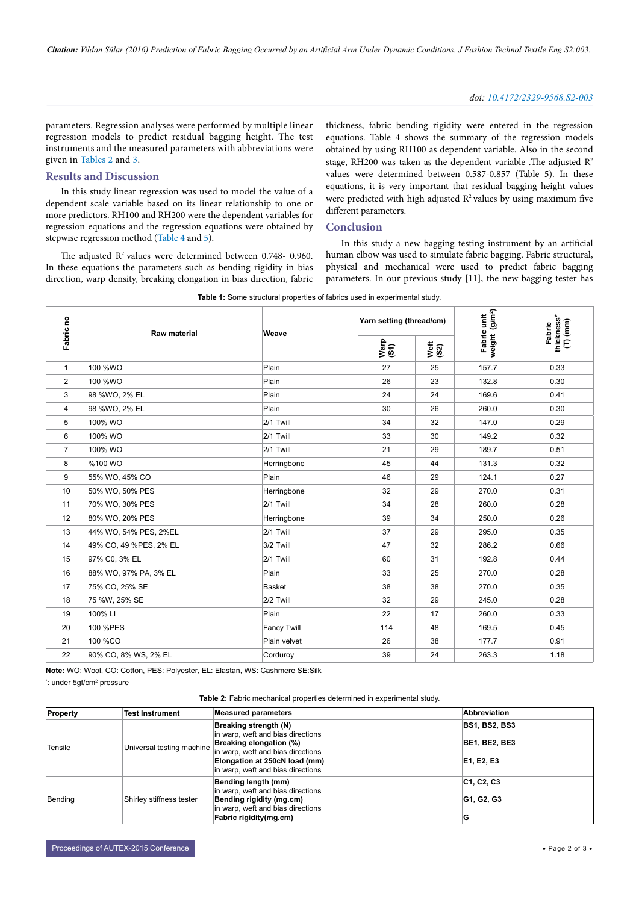parameters. Regression analyses were performed by multiple linear regression models to predict residual bagging height. The test instruments and the measured parameters with abbreviations were given in Tables 2 and 3.

## Results and Discussion

In this study linear regression was used to model the value of a dependent scale variable based on its linear relationship to one or more predictors. RH100 and RH200 were the dependent variables for regression equations and the regression equations were obtained by stepwise regression method (Table 4 and 5).

The adjusted $R^2$ values were determined between 0.748- 0.960. In these equations the parameters such as bending rigidity in bias direction, warp density, breaking elongation in bias direction, fabric thickness, fabric bending rigidity were entered in the regression equations. Table 4 shows the summary of the regression models obtained by using RH100 as dependent variable. Also in the second stage, RH200 was taken as the dependent variable .The adjusted $R^2$ values were determined between 0.587-0.857 (Table 5). In these equations, it is very important that residual bagging height values were predicted with high adjusted $R^2$ values by using maximum five different parameters.

## Conclusion

In this study a new bagging testing instrument by an artificial human elbow was used to simulate fabric bagging. Fabric structural, physical and mechanical were used to predict fabric bagging parameters. In our previous study [11], the new bagging tester has

**Table 1:** Some structural properties of fabrics used in experimental study.

| Fabric no | Raw material | Weave | Yarn setting (thread/cm) | | Fabric unit weight (g/m²) | Fabric thickness* (T) (mm) |
|---|---|---|---|---|---|---|
| | | | Warp (S1) | Weft (S2) | | |
| 1 | 100 %WO | Plain | 27 | 25 | 157.7 | 0.33 |
| 2 | 100 %WO | Plain | 26 | 23 | 132.8 | 0.30 |
| 3 | 98 %WO, 2% EL | Plain | 24 | 24 | 169.6 | 0.41 |
| 4 | 98 %WO, 2% EL | Plain | 30 | 26 | 260.0 | 0.30 |
| 5 | 100% WO | 2/1 Twill | 34 | 32 | 147.0 | 0.29 |
| 6 | 100% WO | 2/1 Twill | 33 | 30 | 149.2 | 0.32 |
| 7 | 100% WO | 2/1 Twill | 21 | 29 | 189.7 | 0.51 |
| 8 | %100 WO | Herringbone | 45 | 44 | 131.3 | 0.32 |
| 9 | 55% WO, 45% CO | Plain | 46 | 29 | 124.1 | 0.27 |
| 10 | 50% WO, 50% PES | Herringbone | 32 | 29 | 270.0 | 0.31 |
| 11 | 70% WO, 30% PES | 2/1 Twill | 34 | 28 | 260.0 | 0.28 |
| 12 | 80% WO, 20% PES | Herringbone | 39 | 34 | 250.0 | 0.26 |
| 13 | 44% WO, 54% PES, 2%EL | 2/1 Twill | 37 | 29 | 295.0 | 0.35 |
| 14 | 49% CO, 49 %PES, 2% EL | 3/2 Twill | 47 | 32 | 286.2 | 0.66 |
| 15 | 97% C0, 3% EL | 2/1 Twill | 60 | 31 | 192.8 | 0.44 |
| 16 | 88% WO, 97% PA, 3% EL | Plain | 33 | 25 | 270.0 | 0.28 |
| 17 | 75% CO, 25% SE | Basket | 38 | 38 | 270.0 | 0.35 |
| 18 | 75 %W, 25% SE | 2/2 Twill | 32 | 29 | 245.0 | 0.28 |
| 19 | 100% LI | Plain | 22 | 17 | 260.0 | 0.33 |
| 20 | 100 %PES | Fancy Twill | 114 | 48 | 169.5 | 0.45 |
| 21 | 100 %CO | Plain velvet | 26 | 38 | 177.7 | 0.91 |
| 22 | 90% CO, 8% WS, 2% EL | Corduroy | 39 | 24 | 263.3 | 1.18 |

**Note:** WO: Wool, CO: Cotton, PES: Polyester, EL: Elastan, WS: Cashmere SE:Silk

*: under 5gf/cm² pressure

**Table 2:** Fabric mechanical properties determined in experimental study.

| Property | Test Instrument | Measured parameters | Abbreviation |
|---|---|---|---|
| Tensile | Universal testing machine | **Breaking strength (N)** in warp, weft and bias directions | **BS1, BS2, BS3** |
| | | **Breaking elongation (%)** in warp, weft and bias directions | **BE1, BE2, BE3** |
| | | **Elongation at 250cN load (mm)** in warp, weft and bias directions | **E1, E2, E3** |
| Bending | Shirley stiffness tester | **Bending length (mm)** in warp, weft and bias directions | **C1, C2, C3** |
| | | **Bending rigidity (mg.cm)** in warp, weft and bias directions | **G1, G2, G3** |
| | | **Fabric rigidity(mg.cm)** | **G** |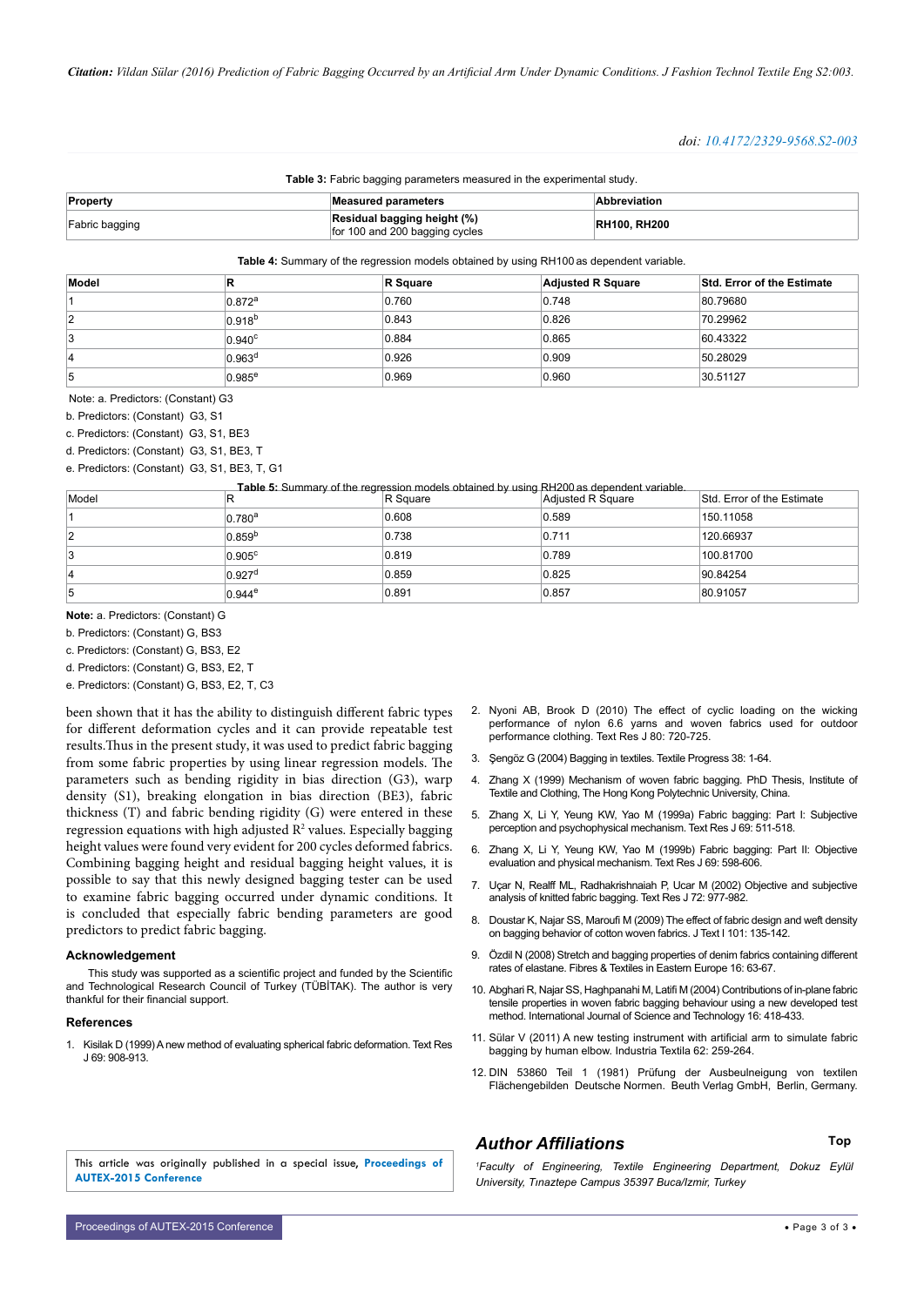**Table 3:** Fabric bagging parameters measured in the experimental study.

| Property | Measured parameters | Abbreviation |
|---|---|---|
| Fabric bagging | **Residual bagging height (%)** for 100 and 200 bagging cycles | **RH100, RH200** |

**Table 4:** Summary of the regression models obtained by using RH100 as dependent variable.

| Model | R | R Square | Adjusted R Square | Std. Error of the Estimate |
|---|---|---|---|---|
| 1 | 0.872[a] | 0.760 | 0.748 | 80.79680 |
| 2 | 0.918[b] | 0.843 | 0.826 | 70.29962 |
| 3 | 0.940[c] | 0.884 | 0.865 | 60.43322 |
| 4 | 0.963[d] | 0.926 | 0.909 | 50.28029 |
| 5 | 0.985[e] | 0.969 | 0.960 | 30.51127 |

Note: a. Predictors: (Constant) G3

b. Predictors: (Constant) G3, S1

c. Predictors: (Constant) G3, S1, BE3

d. Predictors: (Constant) G3, S1, BE3, T

e. Predictors: (Constant) G3, S1, BE3, T, G1

**Table 5:** Summary of the regression models obtained by using RH200 as dependent variable.

| Model | R | R Square | Adjusted R Square | Std. Error of the Estimate |
|---|---|---|---|---|
| 1 | 0.780[a] | 0.608 | 0.589 | 150.11058 |
| 2 | 0.859[b] | 0.738 | 0.711 | 120.66937 |
| 3 | 0.905[c] | 0.819 | 0.789 | 100.81700 |
| 4 | 0.927[d] | 0.859 | 0.825 | 90.84254 |
| 5 | 0.944[e] | 0.891 | 0.857 | 80.91057 |

**Note:** a. Predictors: (Constant) G

b. Predictors: (Constant) G, BS3

c. Predictors: (Constant) G, BS3, E2

d. Predictors: (Constant) G, BS3, E2, T

e. Predictors: (Constant) G, BS3, E2, T, C3

been shown that it has the ability to distinguish different fabric types for different deformation cycles and it can provide repeatable test results.Thus in the present study, it was used to predict fabric bagging from some fabric properties by using linear regression models. The parameters such as bending rigidity in bias direction (G3), warp density (S1), breaking elongation in bias direction (BE3), fabric thickness (T) and fabric bending rigidity (G) were entered in these regression equations with high adjusted $R^2$ values. Especially bagging height values were found very evident for 200 cycles deformed fabrics. Combining bagging height and residual bagging height values, it is possible to say that this newly designed bagging tester can be used to examine fabric bagging occurred under dynamic conditions. It is concluded that especially fabric bending parameters are good predictors to predict fabric bagging.

## Acknowledgement

This study was supported as a scientific project and funded by the Scientific and Technological Research Council of Turkey (TÜBİTAK). The author is very thankful for their financial support.

## References

1. Kisilak D (1999) A new method of evaluating spherical fabric deformation. Text Res J 69: 908-913.
2. Nyoni AB, Brook D (2010) The effect of cyclic loading on the wicking performance of nylon 6.6 yarns and woven fabrics used for outdoor performance clothing. Text Res J 80: 720-725.
3. Şengöz G (2004) Bagging in textiles. Textile Progress 38: 1-64.
4. Zhang X (1999) Mechanism of woven fabric bagging. PhD Thesis, Institute of Textile and Clothing, The Hong Kong Polytechnic University, China.
5. Zhang X, Li Y, Yeung KW, Yao M (1999a) Fabric bagging: Part I: Subjective perception and psychophysical mechanism. Text Res J 69: 511-518.
6. Zhang X, Li Y, Yeung KW, Yao M (1999b) Fabric bagging: Part II: Objective evaluation and physical mechanism. Text Res J 69: 598-606.
7. Uçar N, Realff ML, Radhakrishnaiah P, Ucar M (2002) Objective and subjective analysis of knitted fabric bagging. Text Res J 72: 977-982.
8. Doustar K, Najar SS, Maroufi M (2009) The effect of fabric design and weft density on bagging behavior of cotton woven fabrics. J Text I 101: 135-142.
9. Özdil N (2008) Stretch and bagging properties of denim fabrics containing different rates of elastane. Fibres & Textiles in Eastern Europe 16: 63-67.
10. Abghari R, Najar SS, Haghpanahi M, Latifi M (2004) Contributions of in-plane fabric tensile properties in woven fabric bagging behaviour using a new developed test method. International Journal of Science and Technology 16: 418-433.
11. Sülar V (2011) A new testing instrument with artificial arm to simulate fabric bagging by human elbow. Industria Textila 62: 259-264.
12. DIN 53860 Teil 1 (1981) Prüfung der Ausbeulneigung von textilen Flächengebilden Deutsche Normen. Beuth Verlag GmbH, Berlin, Germany.

This article was originally published in a special issue, **Proceedings of AUTEX-2015 Conference**

## Author Affiliations

*[1]Faculty of Engineering, Textile Engineering Department, Dokuz Eylül University, Tınaztepe Campus 35397 Buca/Izmir, Turkey*